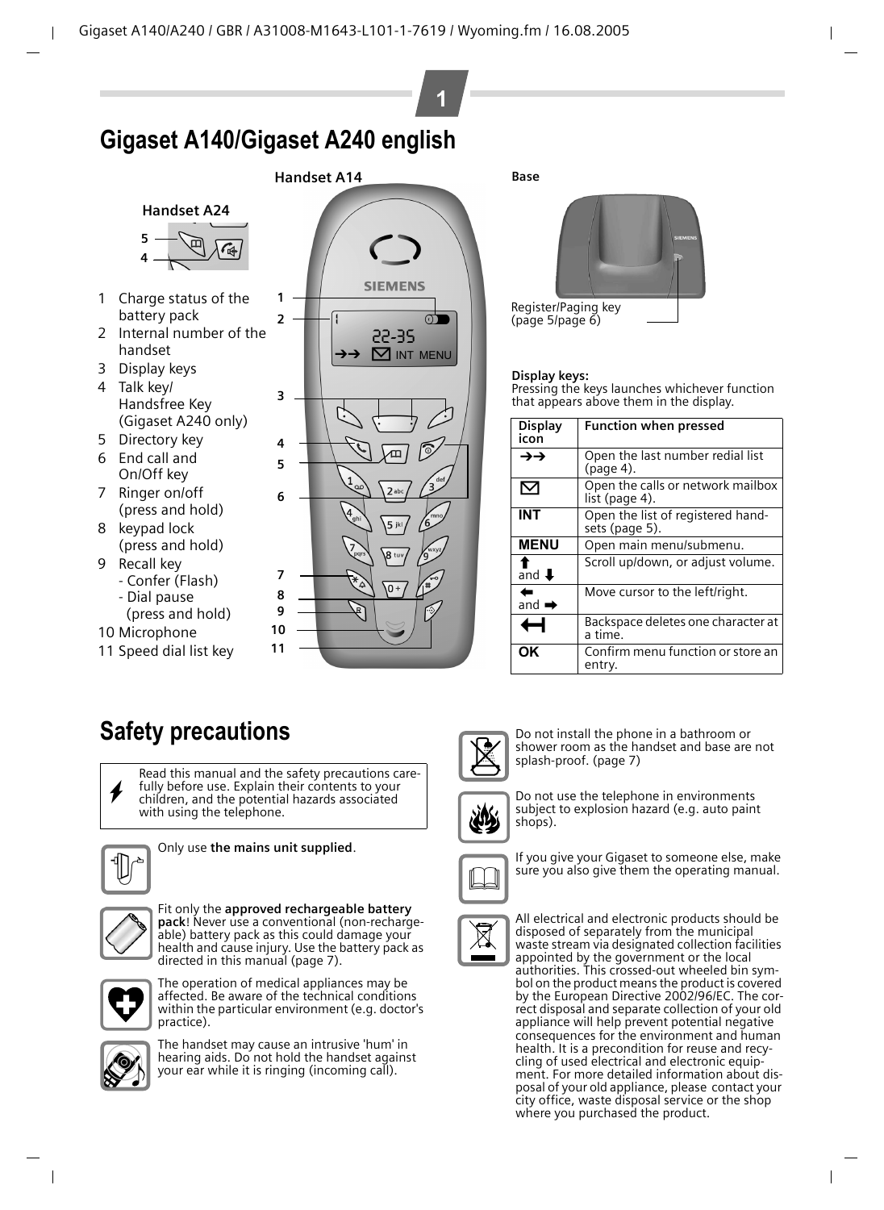# Gigaset A140/Gigaset A240 english

**Handset A24**

**Handset A14**

1 Charge status of the battery pack
2 Internal number of the handset
3 Display keys
4 Talk key/ Handsfree Key (Gigaset A240 only)
5 Directory key
6 End call and On/Off key
7 Ringer on/off (press and hold)
8 keypad lock (press and hold)
9 Recall key
 - Confer (Flash)
 - Dial pause (press and hold)
10 Microphone
11 Speed dial list key

**Base**

Register/Paging key (page 5/page 6)

**Display keys:**
Pressing the keys launches whichever function that appears above them in the display.

| Display icon | Function when pressed |
|---|---|
| →→ | Open the last number redial list (page 4). |
| ✉ | Open the calls or network mailbox list (page 4). |
| **INT** | Open the list of registered handsets (page 5). |
| **MENU** | Open main menu/submenu. |
| ⬆ and ⬇ | Scroll up/down, or adjust volume. |
| ⬅ and ➡ | Move cursor to the left/right. |
| ⟻ | Backspace deletes one character at a time. |
| **OK** | Confirm menu function or store an entry. |

# Safety precautions

Read this manual and the safety precautions carefully before use. Explain their contents to your children, and the potential hazards associated with using the telephone.

Only use **the mains unit supplied**.

Fit only the **approved rechargeable battery pack**! Never use a conventional (non-rechargeable) battery pack as this could damage your health and cause injury. Use the battery pack as directed in this manual (page 7).

The operation of medical appliances may be affected. Be aware of the technical conditions within the particular environment (e.g. doctor's practice).

The handset may cause an intrusive 'hum' in hearing aids. Do not hold the handset against your ear while it is ringing (incoming call).

Do not install the phone in a bathroom or shower room as the handset and base are not splash-proof. (page 7)

Do not use the telephone in environments subject to explosion hazard (e.g. auto paint shops).

If you give your Gigaset to someone else, make sure you also give them the operating manual.

All electrical and electronic products should be disposed of separately from the municipal waste stream via designated collection facilities appointed by the government or the local authorities. This crossed-out wheeled bin symbol on the product means the product is covered by the European Directive 2002/96/EC. The correct disposal and separate collection of your old appliance will help prevent potential negative consequences for the environment and human health. It is a precondition for reuse and recycling of used electrical and electronic equipment. For more detailed information about disposal of your old appliance, please contact your city office, waste disposal service or the shop where you purchased the product.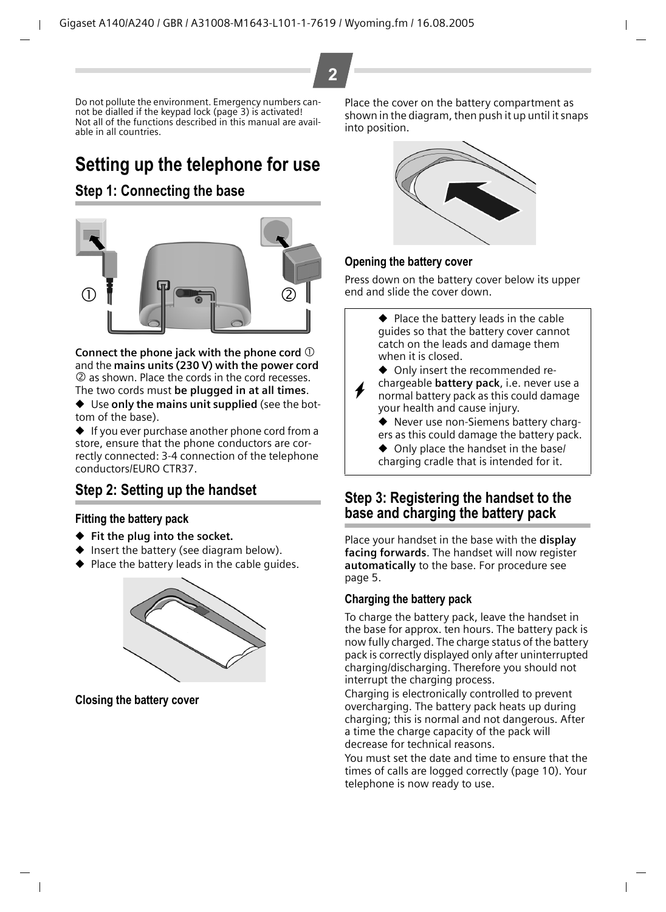Do not pollute the environment. Emergency numbers cannot be dialled if the keypad lock (page 3) is activated! Not all of the functions described in this manual are available in all countries.

# Setting up the telephone for use

## Step 1: Connecting the base

**Connect the phone jack with the phone cord** ① and the **mains units (230 V) with the power cord** ② as shown. Place the cords in the cord recesses. The two cords must **be plugged in at all times**.

- Use **only the mains unit supplied** (see the bottom of the base).
- If you ever purchase another phone cord from a store, ensure that the phone conductors are correctly connected: 3-4 connection of the telephone conductors/EURO CTR37.

## Step 2: Setting up the handset

### Fitting the battery pack

- **Fit the plug into the socket.**
- Insert the battery (see diagram below).
- Place the battery leads in the cable guides.

### Closing the battery cover

Place the cover on the battery compartment as shown in the diagram, then push it up until it snaps into position.

### Opening the battery cover

Press down on the battery cover below its upper end and slide the cover down.

- Place the battery leads in the cable guides so that the battery cover cannot catch on the leads and damage them when it is closed.
- Only insert the recommended rechargeable **battery pack**, i.e. never use a normal battery pack as this could damage your health and cause injury.
- Never use non-Siemens battery chargers as this could damage the battery pack.
- Only place the handset in the base/charging cradle that is intended for it.

## Step 3: Registering the handset to the base and charging the battery pack

Place your handset in the base with the **display facing forwards**. The handset will now register **automatically** to the base. For procedure see page 5.

### Charging the battery pack

To charge the battery pack, leave the handset in the base for approx. ten hours. The battery pack is now fully charged. The charge status of the battery pack is correctly displayed only after uninterrupted charging/discharging. Therefore you should not interrupt the charging process.

Charging is electronically controlled to prevent overcharging. The battery pack heats up during charging; this is normal and not dangerous. After a time the charge capacity of the pack will decrease for technical reasons.

You must set the date and time to ensure that the times of calls are logged correctly (page 10). Your telephone is now ready to use.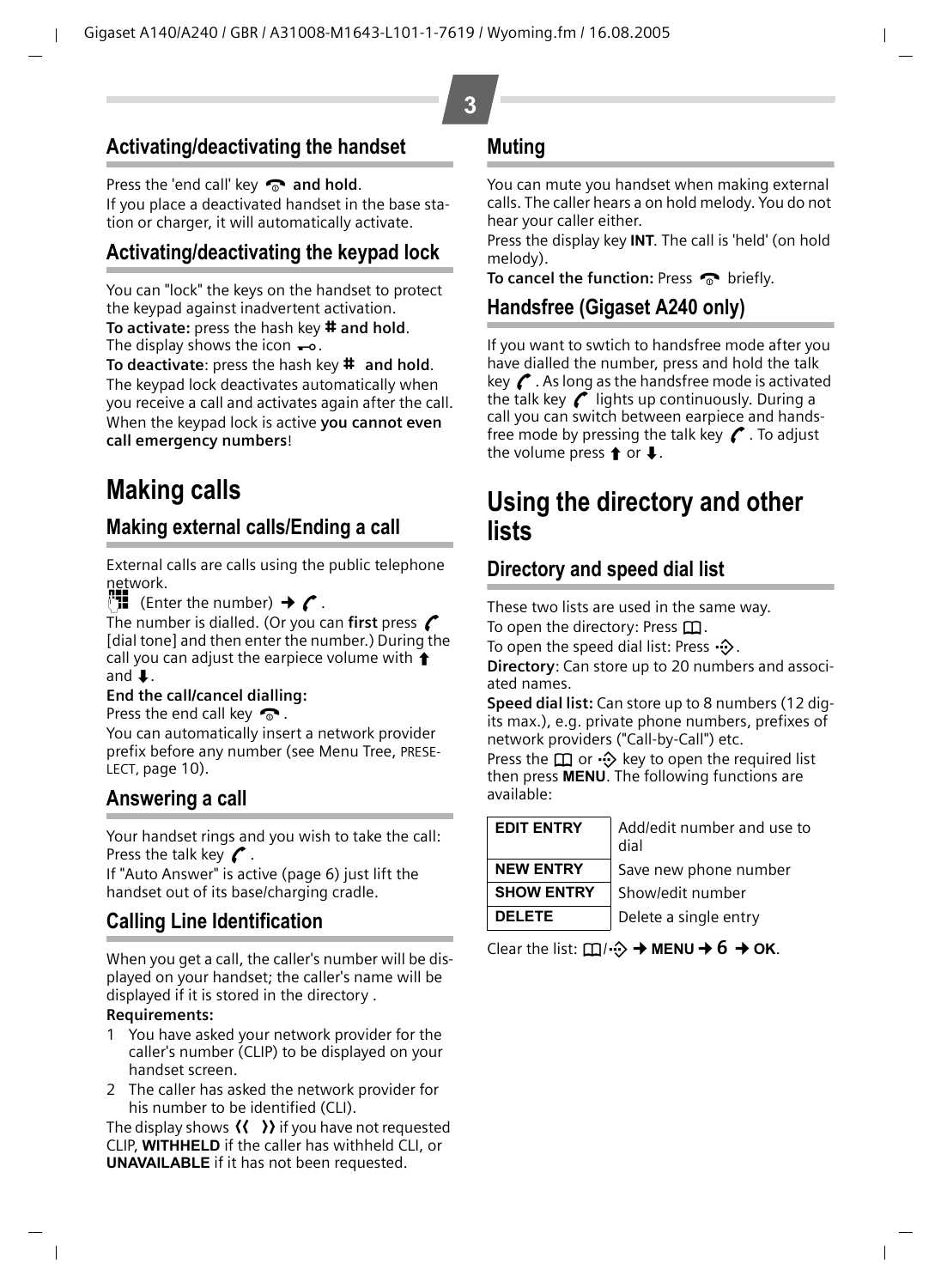## Activating/deactivating the handset

Press the 'end call' key **and hold**.
If you place a deactivated handset in the base station or charger, it will automatically activate.

## Activating/deactivating the keypad lock

You can "lock" the keys on the handset to protect the keypad against inadvertent activation.
**To activate:** press the hash key **# and hold**.
The display shows the icon.
**To deactivate**: press the hash key **# and hold**.
The keypad lock deactivates automatically when you receive a call and activates again after the call. When the keypad lock is active **you cannot even call emergency numbers**!

# Making calls

## Making external calls/Ending a call

External calls are calls using the public telephone network.
(Enter the number) → .
The number is dialled. (Or you can **first** press [dial tone] and then enter the number.) During the call you can adjust the earpiece volume with ⬆ and ⬇.

**End the call/cancel dialling:**
Press the end call key.
You can automatically insert a network provider prefix before any number (see Menu Tree, PRESELECT, page 10).

## Answering a call

Your handset rings and you wish to take the call: Press the talk key.
If "Auto Answer" is active (page 6) just lift the handset out of its base/charging cradle.

## Calling Line Identification

When you get a call, the caller's number will be displayed on your handset; the caller's name will be displayed if it is stored in the directory .

**Requirements:**

1. You have asked your network provider for the caller's number (CLIP) to be displayed on your handset screen.
2. The caller has asked the network provider for his number to be identified (CLI).

The display shows ‹‹ ›› if you have not requested CLIP, **WITHHELD** if the caller has withheld CLI, or **UNAVAILABLE** if it has not been requested.

## Muting

You can mute you handset when making external calls. The caller hears a on hold melody. You do not hear your caller either.
Press the display key **INT**. The call is 'held' (on hold melody).
**To cancel the function:** Press briefly.

## Handsfree (Gigaset A240 only)

If you want to swtich to handsfree mode after you have dialled the number, press and hold the talk key. As long as the handsfree mode is activated the talk key lights up continuously. During a call you can switch between earpiece and handsfree mode by pressing the talk key. To adjust the volume press ⬆ or ⬇.

# Using the directory and other lists

## Directory and speed dial list

These two lists are used in the same way.
To open the directory: Press.
To open the speed dial list: Press.
**Directory**: Can store up to 20 numbers and associated names.
**Speed dial list:** Can store up to 8 numbers (12 digits max.), e.g. private phone numbers, prefixes of network providers ("Call-by-Call") etc.
Press the or key to open the required list then press **MENU**. The following functions are available:

| | |
|---|---|
| **EDIT ENTRY** | Add/edit number and use to dial |
| **NEW ENTRY** | Save new phone number |
| **SHOW ENTRY** | Show/edit number |
| **DELETE** | Delete a single entry |

Clear the list: / → **MENU** → 6 → **OK**.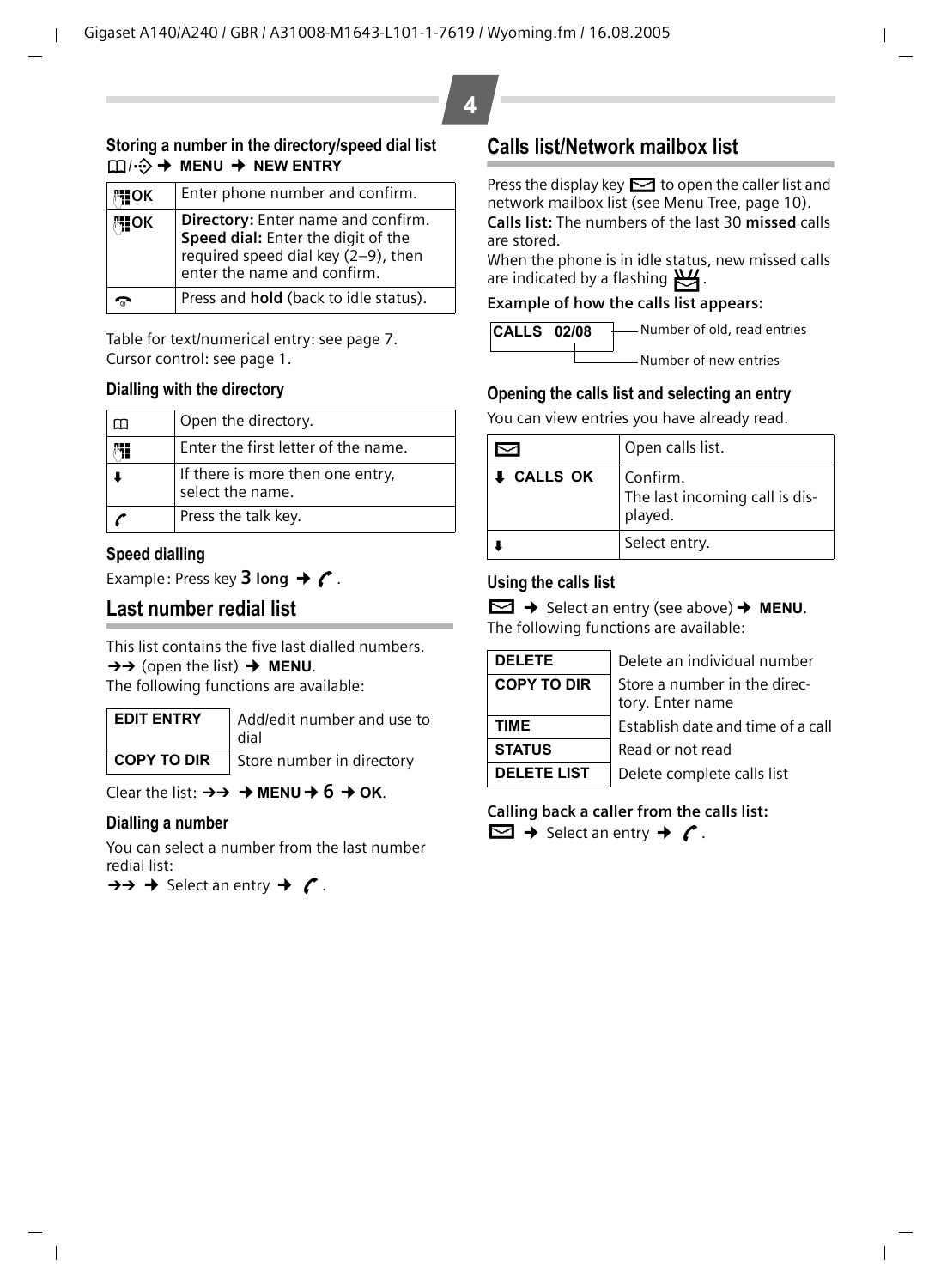### Storing a number in the directory/speed dial list

📖/·⊕· → **MENU** → **NEW ENTRY**

| | |
|---|---|
| **OK** | Enter phone number and confirm. |
| **OK** | **Directory:** Enter name and confirm. **Speed dial:** Enter the digit of the required speed dial key (2–9), then enter the name and confirm. |
| | Press and **hold** (back to idle status). |

Table for text/numerical entry: see page 7.
Cursor control: see page 1.

### Dialling with the directory

| | |
|---|---|
| 📖 | Open the directory. |
| | Enter the first letter of the name. |
| ⬇ | If there is more then one entry, select the name. |
| | Press the talk key. |

### Speed dialling

Example: Press key **3 long** → .

## Last number redial list

This list contains the five last dialled numbers.
→→ (open the list) → **MENU**.
The following functions are available:

| | |
|---|---|
| **EDIT ENTRY** | Add/edit number and use to dial |
| **COPY TO DIR** | Store number in directory |

Clear the list: →→ → **MENU** → **6** → **OK**.

### Dialling a number

You can select a number from the last number redial list:
→→ → Select an entry → .

## Calls list/Network mailbox list

Press the display key ✉ to open the caller list and network mailbox list (see Menu Tree, page 10).
**Calls list:** The numbers of the last 30 **missed** calls are stored.
When the phone is in idle status, new missed calls are indicated by a flashing ✉.

**Example of how the calls list appears:**

**CALLS 02/08**
- Number of old, read entries
- Number of new entries

### Opening the calls list and selecting an entry

You can view entries you have already read.

| | |
|---|---|
| ✉ | Open calls list. |
| ⬇ **CALLS OK** | Confirm. The last incoming call is displayed. |
| ⬇ | Select entry. |

### Using the calls list

✉ → Select an entry (see above) → **MENU**.
The following functions are available:

| | |
|---|---|
| **DELETE** | Delete an individual number |
| **COPY TO DIR** | Store a number in the directory. Enter name |
| **TIME** | Establish date and time of a call |
| **STATUS** | Read or not read |
| **DELETE LIST** | Delete complete calls list |

**Calling back a caller from the calls list:**
✉ → Select an entry → .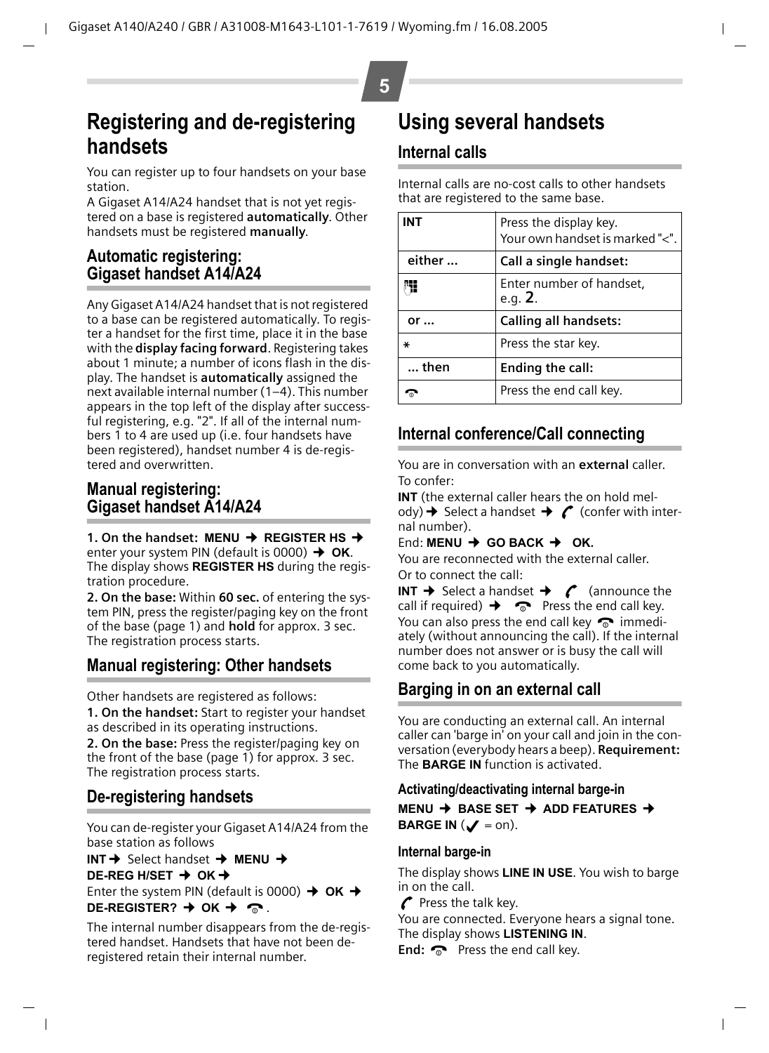# Registering and de-registering handsets

You can register up to four handsets on your base station.

A Gigaset A14/A24 handset that is not yet registered on a base is registered **automatically**. Other handsets must be registered **manually**.

## Automatic registering: Gigaset handset A14/A24

Any Gigaset A14/A24 handset that is not registered to a base can be registered automatically. To register a handset for the first time, place it in the base with the **display facing forward**. Registering takes about 1 minute; a number of icons flash in the display. The handset is **automatically** assigned the next available internal number (1–4). This number appears in the top left of the display after successful registering, e.g. "2". If all of the internal numbers 1 to 4 are used up (i.e. four handsets have been registered), handset number 4 is de-registered and overwritten.

## Manual registering: Gigaset handset A14/A24

**1. On the handset: MENU → REGISTER HS →** enter your system PIN (default is 0000) **→ OK**. The display shows **REGISTER HS** during the registration procedure.

**2. On the base:** Within **60 sec.** of entering the system PIN, press the register/paging key on the front of the base (page 1) and **hold** for approx. 3 sec. The registration process starts.

## Manual registering: Other handsets

Other handsets are registered as follows:

**1. On the handset:** Start to register your handset as described in its operating instructions.

**2. On the base:** Press the register/paging key on the front of the base (page 1) for approx. 3 sec. The registration process starts.

## De-registering handsets

You can de-register your Gigaset A14/A24 from the base station as follows

**INT →** Select handset **→ MENU → DE-REG H/SET → OK →** Enter the system PIN (default is 0000) **→ OK → DE-REGISTER? → OK →** (end call key).

The internal number disappears from the de-registered handset. Handsets that have not been de-registered retain their internal number.

# Using several handsets

## Internal calls

Internal calls are no-cost calls to other handsets that are registered to the same base.

| | |
|---|---|
| **INT** | Press the display key. Your own handset is marked "<". |
| **either ...** | **Call a single handset:** |
| (keypad) | Enter number of handset, e.g. **2**. |
| **or ...** | **Calling all handsets:** |
| * | Press the star key. |
| **... then** | **Ending the call:** |
| (end call key) | Press the end call key. |

## Internal conference/Call connecting

You are in conversation with an **external** caller.

To confer:

**INT** (the external caller hears the on hold melody) **→** Select a handset **→** (talk key) (confer with internal number).

End: **MENU → GO BACK → OK.**

You are reconnected with the external caller.

Or to connect the call:

**INT →** Select a handset **→** (talk key) (announce the call if required) **→** (end call key) Press the end call key.

You can also press the end call key immediately (without announcing the call). If the internal number does not answer or is busy the call will come back to you automatically.

## Barging in on an external call

You are conducting an external call. An internal caller can 'barge in' on your call and join in the conversation (everybody hears a beep). **Requirement:** The **BARGE IN** function is activated.

### Activating/deactivating internal barge-in

**MENU → BASE SET → ADD FEATURES → BARGE IN** (✓ = on).

### Internal barge-in

The display shows **LINE IN USE**. You wish to barge in on the call.

(talk key) Press the talk key.

You are connected. Everyone hears a signal tone. The display shows **LISTENING IN**.

**End:** (end call key) Press the end call key.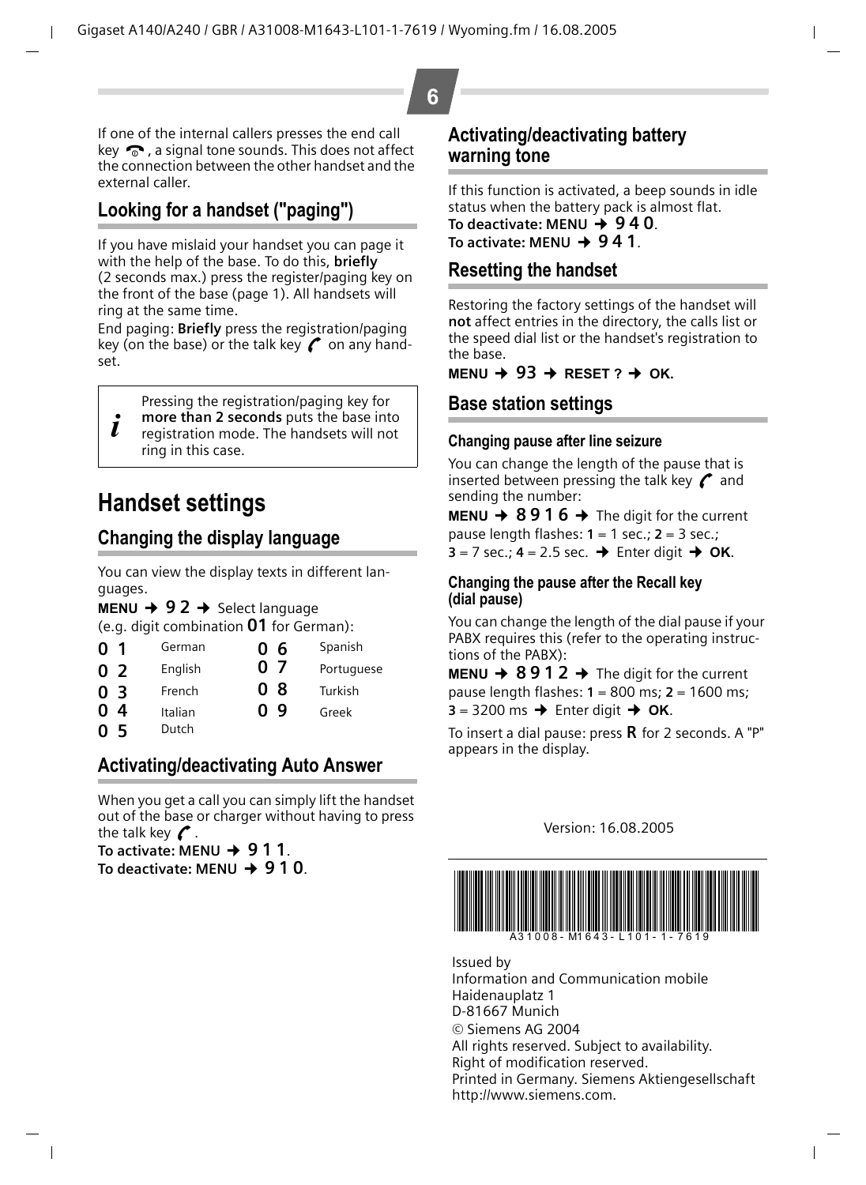If one of the internal callers presses the end call key , a signal tone sounds. This does not affect the connection between the other handset and the external caller.

## Looking for a handset ("paging")

If you have mislaid your handset you can page it with the help of the base. To do this, **briefly** (2 seconds max.) press the register/paging key on the front of the base (page 1). All handsets will ring at the same time.

End paging: **Briefly** press the registration/paging key (on the base) or the talk key  on any handset.

> *i* Pressing the registration/paging key for **more than 2 seconds** puts the base into registration mode. The handsets will not ring in this case.

# Handset settings

## Changing the display language

You can view the display texts in different languages.

**MENU** → **9 2** → Select language (e.g. digit combination **01** for German):

| | | | |
|---|---|---|---|
| **0 1** | German | **0 6** | Spanish |
| **0 2** | English | **0 7** | Portuguese |
| **0 3** | French | **0 8** | Turkish |
| **0 4** | Italian | **0 9** | Greek |
| **0 5** | Dutch | | |

## Activating/deactivating Auto Answer

When you get a call you can simply lift the handset out of the base or charger without having to press the talk key .

**To activate: MENU** → **9 1 1**.
**To deactivate: MENU** → **9 1 0**.

## Activating/deactivating battery warning tone

If this function is activated, a beep sounds in idle status when the battery pack is almost flat.

**To deactivate: MENU** → **9 4 0**.
**To activate: MENU** → **9 4 1**.

## Resetting the handset

Restoring the factory settings of the handset will **not** affect entries in the directory, the calls list or the speed dial list or the handset's registration to the base.

**MENU** → **93** → **RESET ?** → **OK.**

## Base station settings

### Changing pause after line seizure

You can change the length of the pause that is inserted between pressing the talk key  and sending the number:

**MENU** → **8 9 1 6** → The digit for the current pause length flashes: **1** = 1 sec.; **2** = 3 sec.; **3** = 7 sec.; **4** = 2.5 sec. → Enter digit → **OK**.

### Changing the pause after the Recall key (dial pause)

You can change the length of the dial pause if your PABX requires this (refer to the operating instructions of the PABX):

**MENU** → **8 9 1 2** → The digit for the current pause length flashes: **1** = 800 ms; **2** = 1600 ms; **3** = 3200 ms → Enter digit → **OK**.

To insert a dial pause: press **R** for 2 seconds. A "P" appears in the display.

Version: 16.08.2005

A31008-M1643-L101-1-7619

Issued by
Information and Communication mobile
Haidenauplatz 1
D-81667 Munich
© Siemens AG 2004
All rights reserved. Subject to availability.
Right of modification reserved.
Printed in Germany. Siemens Aktiengesellschaft
http://www.siemens.com.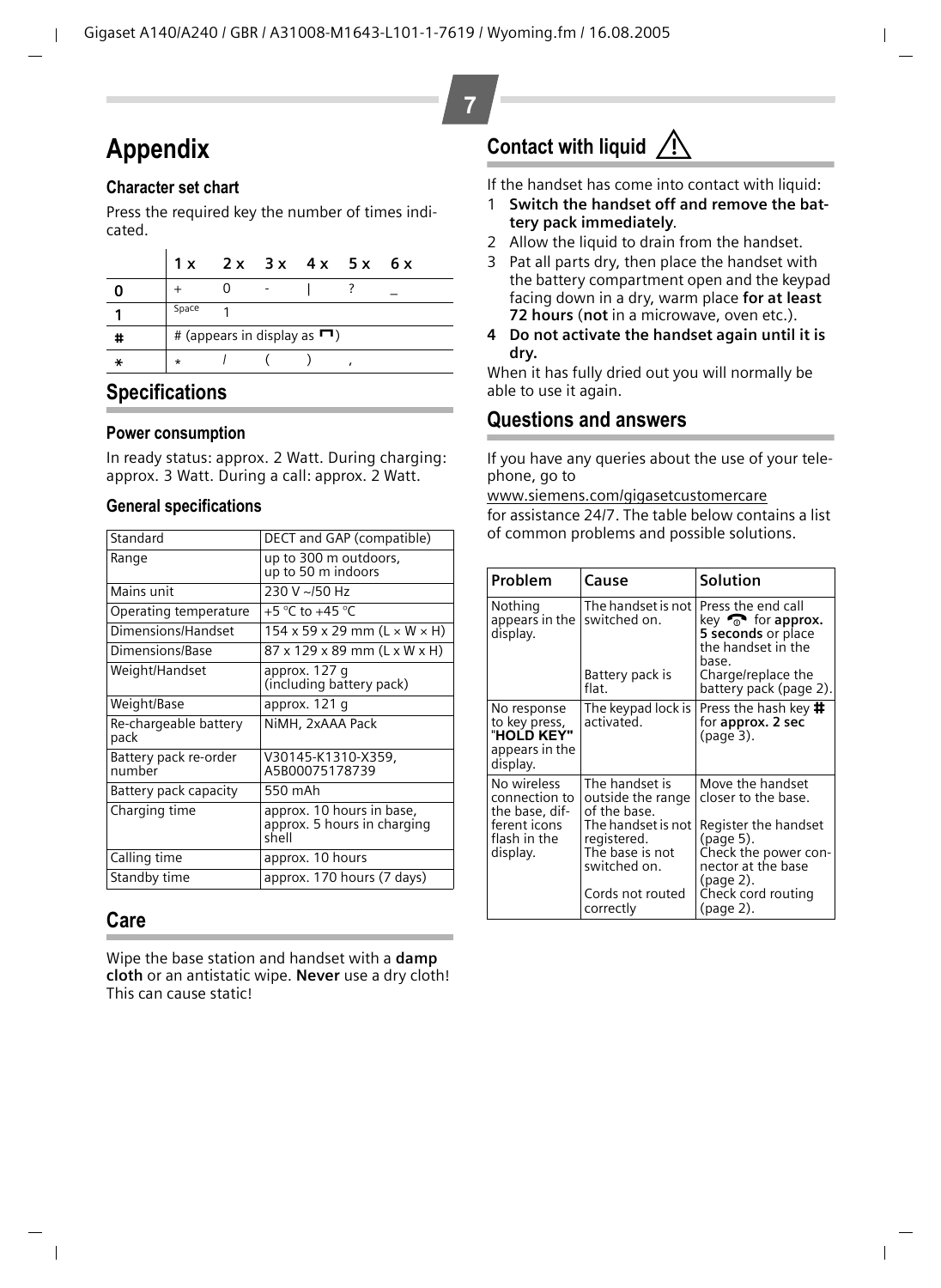# Appendix

### Character set chart

Press the required key the number of times indicated.

| | 1 x | 2 x | 3 x | 4 x | 5 x | 6 x |
|---|---|---|---|---|---|---|
| **0** | + | 0 | - | \| | ? | _ |
| **1** | Space | 1 | | | | |
| **#** | # (appears in display as ⊓) | | | | | |
| **\*** | * | / | ( | ) | , | |

## Specifications

### Power consumption

In ready status: approx. 2 Watt. During charging: approx. 3 Watt. During a call: approx. 2 Watt.

### General specifications

| Standard | DECT and GAP (compatible) |
|---|---|
| Range | up to 300 m outdoors, up to 50 m indoors |
| Mains unit | 230 V ~/50 Hz |
| Operating temperature | +5 °C to +45 °C |
| Dimensions/Handset | 154 x 59 x 29 mm (L × W × H) |
| Dimensions/Base | 87 x 129 x 89 mm (L x W x H) |
| Weight/Handset | approx. 127 g (including battery pack) |
| Weight/Base | approx. 121 g |
| Re-chargeable battery pack | NiMH, 2xAAA Pack |
| Battery pack re-order number | V30145-K1310-X359, A5B00075178739 |
| Battery pack capacity | 550 mAh |
| Charging time | approx. 10 hours in base, approx. 5 hours in charging shell |
| Calling time | approx. 10 hours |
| Standby time | approx. 170 hours (7 days) |

## Care

Wipe the base station and handset with a **damp cloth** or an antistatic wipe. **Never** use a dry cloth! This can cause static!

## Contact with liquid ⚠

If the handset has come into contact with liquid:

1. **Switch the handset off and remove the battery pack immediately**.
2. Allow the liquid to drain from the handset.
3. Pat all parts dry, then place the handset with the battery compartment open and the keypad facing down in a dry, warm place **for at least 72 hours** (**not** in a microwave, oven etc.).
4. **Do not activate the handset again until it is dry.**

When it has fully dried out you will normally be able to use it again.

## Questions and answers

If you have any queries about the use of your telephone, go to

www.siemens.com/gigasetcustomercare

for assistance 24/7. The table below contains a list of common problems and possible solutions.

| Problem | Cause | Solution |
|---|---|---|
| Nothing appears in the display. | The handset is not switched on. | Press the end call key for **approx. 5 seconds** or place the handset in the base. |
| | Battery pack is flat. | Charge/replace the battery pack (page 2). |
| No response to key press, **"HOLD KEY"** appears in the display. | The keypad lock is activated. | Press the hash key **#** for **approx. 2 sec** (page 3). |
| No wireless connection to the base, different icons flash in the display. | The handset is outside the range of the base. | Move the handset closer to the base. |
| | The handset is not registered. | Register the handset (page 5). |
| | The base is not switched on. | Check the power connector at the base (page 2). |
| | Cords not routed correctly | Check cord routing (page 2). |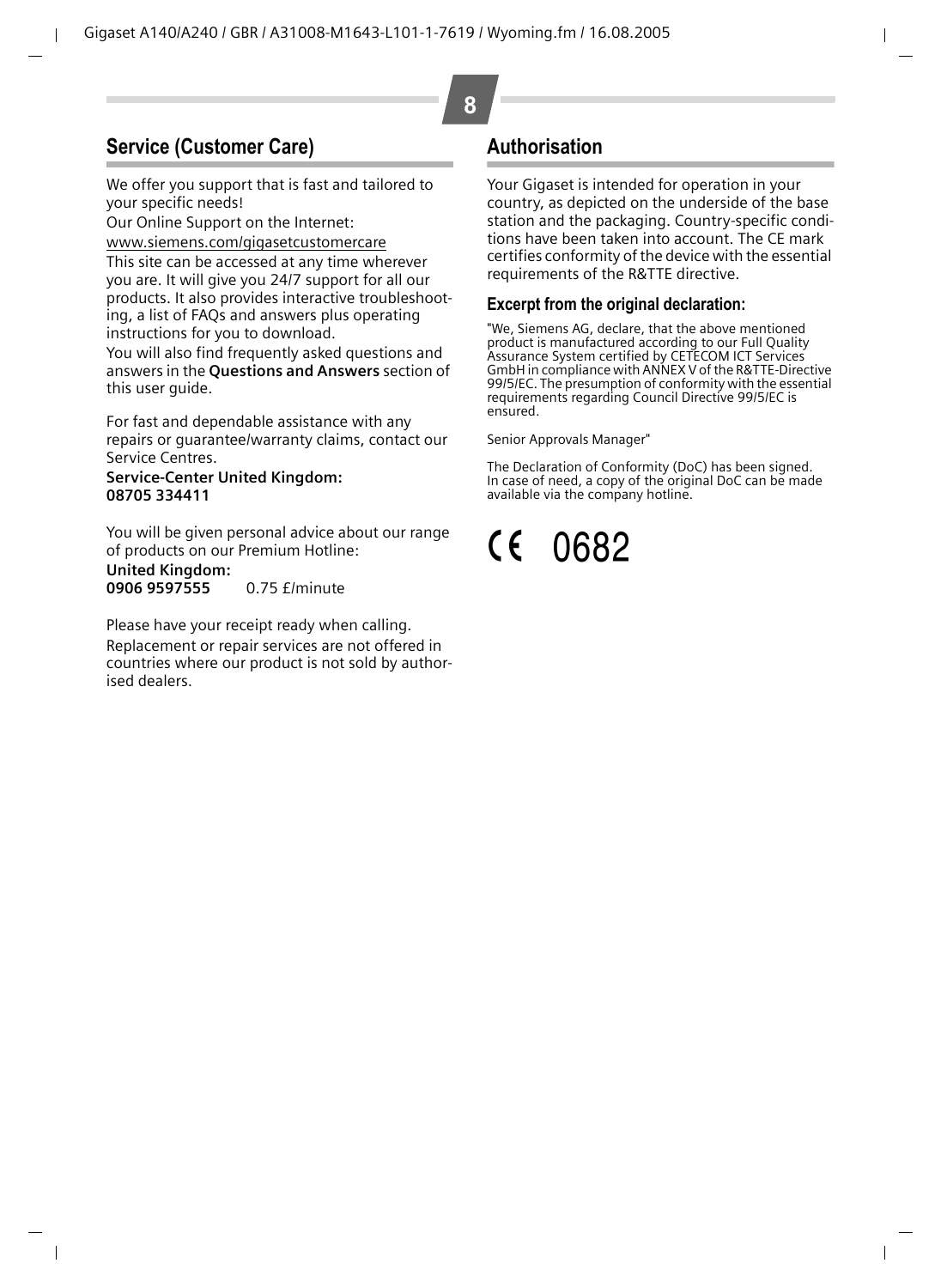## Service (Customer Care)

We offer you support that is fast and tailored to your specific needs!

Our Online Support on the Internet:

www.siemens.com/gigasetcustomercare

This site can be accessed at any time wherever you are. It will give you 24/7 support for all our products. It also provides interactive troubleshooting, a list of FAQs and answers plus operating instructions for you to download.

You will also find frequently asked questions and answers in the **Questions and Answers** section of this user guide.

For fast and dependable assistance with any repairs or guarantee/warranty claims, contact our Service Centres.

**Service-Center United Kingdom:**
**08705 334411**

You will be given personal advice about our range of products on our Premium Hotline:

**United Kingdom:**
**0906 9597555** 0.75 £/minute

Please have your receipt ready when calling.

Replacement or repair services are not offered in countries where our product is not sold by authorised dealers.

## Authorisation

Your Gigaset is intended for operation in your country, as depicted on the underside of the base station and the packaging. Country-specific conditions have been taken into account. The CE mark certifies conformity of the device with the essential requirements of the R&TTE directive.

### Excerpt from the original declaration:

"We, Siemens AG, declare, that the above mentioned product is manufactured according to our Full Quality Assurance System certified by CETECOM ICT Services GmbH in compliance with ANNEX V of the R&TTE-Directive 99/5/EC. The presumption of conformity with the essential requirements regarding Council Directive 99/5/EC is ensured.

Senior Approvals Manager"

The Declaration of Conformity (DoC) has been signed. In case of need, a copy of the original DoC can be made available via the company hotline.

CE 0682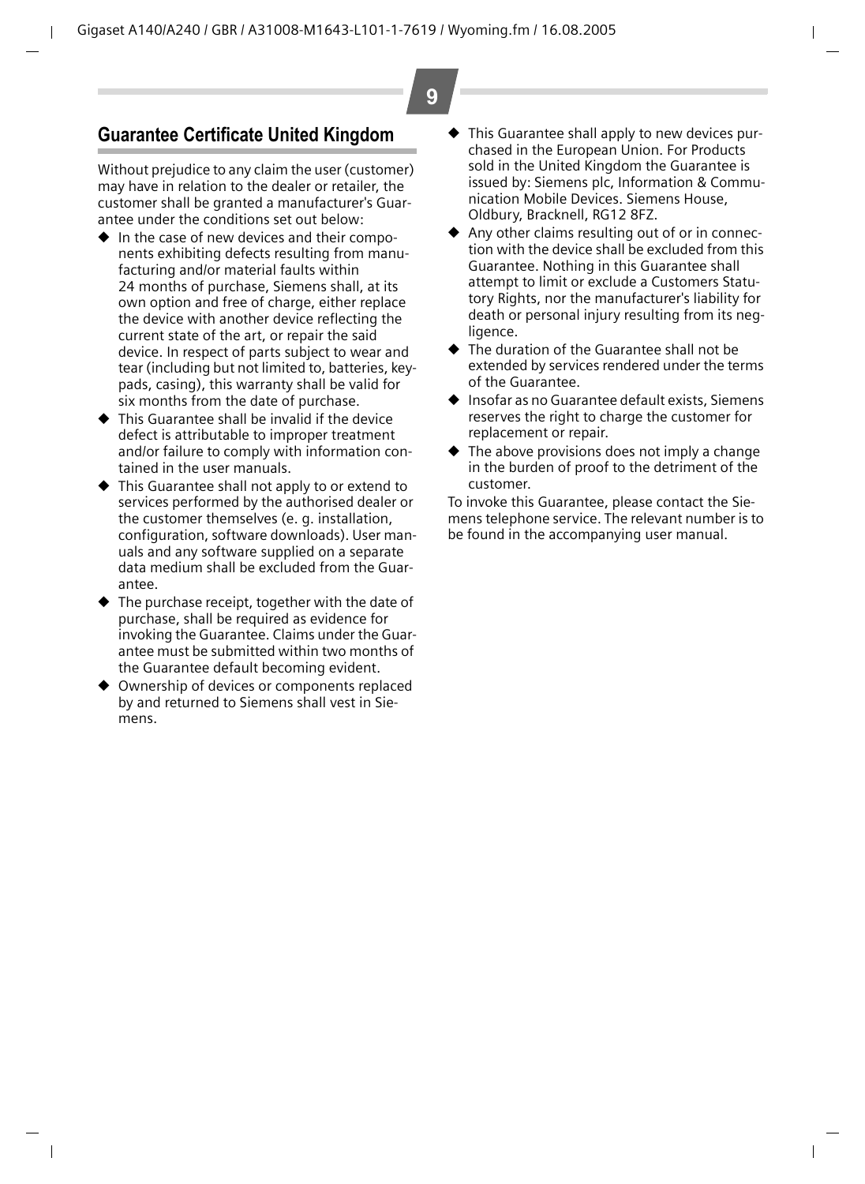## Guarantee Certificate United Kingdom

Without prejudice to any claim the user (customer) may have in relation to the dealer or retailer, the customer shall be granted a manufacturer's Guarantee under the conditions set out below:

- In the case of new devices and their components exhibiting defects resulting from manufacturing and/or material faults within 24 months of purchase, Siemens shall, at its own option and free of charge, either replace the device with another device reflecting the current state of the art, or repair the said device. In respect of parts subject to wear and tear (including but not limited to, batteries, keypads, casing), this warranty shall be valid for six months from the date of purchase.
- This Guarantee shall be invalid if the device defect is attributable to improper treatment and/or failure to comply with information contained in the user manuals.
- This Guarantee shall not apply to or extend to services performed by the authorised dealer or the customer themselves (e. g. installation, configuration, software downloads). User manuals and any software supplied on a separate data medium shall be excluded from the Guarantee.
- The purchase receipt, together with the date of purchase, shall be required as evidence for invoking the Guarantee. Claims under the Guarantee must be submitted within two months of the Guarantee default becoming evident.
- Ownership of devices or components replaced by and returned to Siemens shall vest in Siemens.
- This Guarantee shall apply to new devices purchased in the European Union. For Products sold in the United Kingdom the Guarantee is issued by: Siemens plc, Information & Communication Mobile Devices. Siemens House, Oldbury, Bracknell, RG12 8FZ.
- Any other claims resulting out of or in connection with the device shall be excluded from this Guarantee. Nothing in this Guarantee shall attempt to limit or exclude a Customers Statutory Rights, nor the manufacturer's liability for death or personal injury resulting from its negligence.
- The duration of the Guarantee shall not be extended by services rendered under the terms of the Guarantee.
- Insofar as no Guarantee default exists, Siemens reserves the right to charge the customer for replacement or repair.
- The above provisions does not imply a change in the burden of proof to the detriment of the customer.

To invoke this Guarantee, please contact the Siemens telephone service. The relevant number is to be found in the accompanying user manual.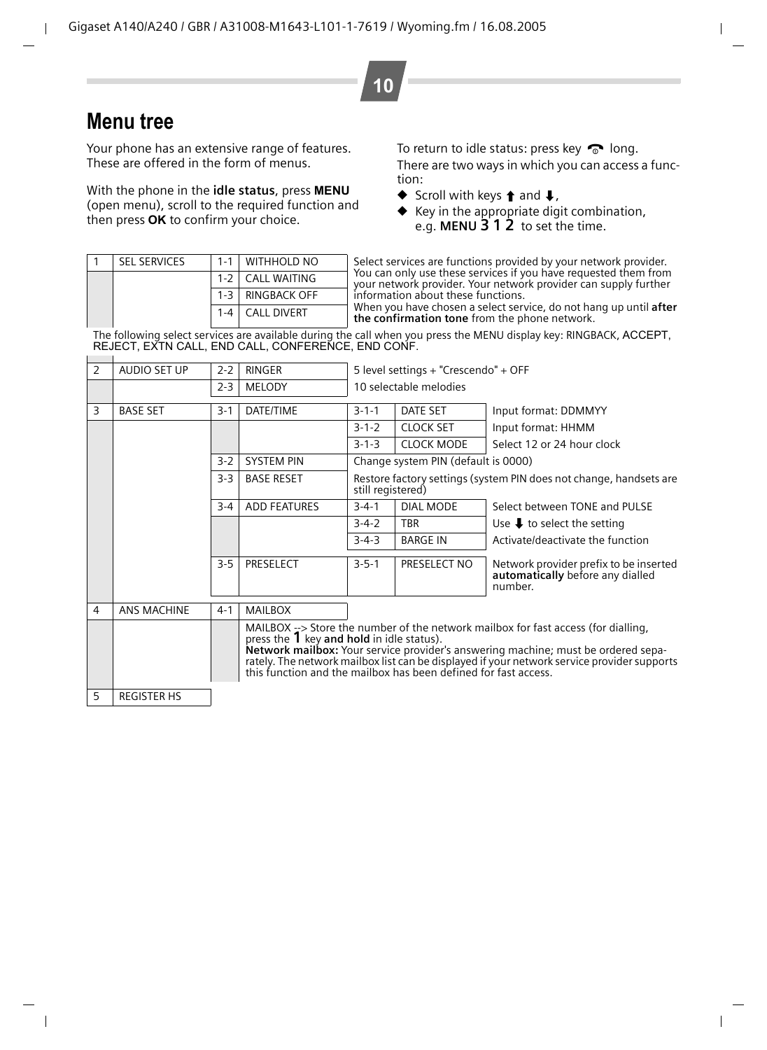# Menu tree

Your phone has an extensive range of features. These are offered in the form of menus.

With the phone in the **idle status**, press **MENU** (open menu), scroll to the required function and then press **OK** to confirm your choice.

To return to idle status: press key long.

There are two ways in which you can access a function:

- Scroll with keys ⬆ and ⬇,
- Key in the appropriate digit combination, e.g. **MENU 3 1 2** to set the time.

| | | | | | | |
|---|---|---|---|---|---|---|
| 1 | SEL SERVICES | 1-1 | WITHHOLD NO | Select services are functions provided by your network provider. You can only use these services if you have requested them from your network provider. Your network provider can supply further information about these functions. When you have chosen a select service, do not hang up until **after the confirmation tone** from the phone network. | | |
| | | 1-2 | CALL WAITING | | | |
| | | 1-3 | RINGBACK OFF | | | |
| | | 1-4 | CALL DIVERT | | | |

The following select services are available during the call when you press the MENU display key: RINGBACK, ACCEPT, REJECT, EXTN CALL, END CALL, CONFERENCE, END CONF.

| | | | | | | |
|---|---|---|---|---|---|---|
| 2 | AUDIO SET UP | 2-2 | RINGER | 5 level settings + "Crescendo" + OFF | | |
| | | 2-3 | MELODY | 10 selectable melodies | | |
| 3 | BASE SET | 3-1 | DATE/TIME | 3-1-1 | DATE SET | Input format: DDMMYY |
| | | | | 3-1-2 | CLOCK SET | Input format: HHMM |
| | | | | 3-1-3 | CLOCK MODE | Select 12 or 24 hour clock |
| | | 3-2 | SYSTEM PIN | Change system PIN (default is 0000) | | |
| | | 3-3 | BASE RESET | Restore factory settings (system PIN does not change, handsets are still registered) | | |
| | | 3-4 | ADD FEATURES | 3-4-1 | DIAL MODE | Select between TONE and PULSE |
| | | | | 3-4-2 | TBR | Use ⬇ to select the setting |
| | | | | 3-4-3 | BARGE IN | Activate/deactivate the function |
| | | 3-5 | PRESELECT | 3-5-1 | PRESELECT NO | Network provider prefix to be inserted **automatically** before any dialled number. |
| 4 | ANS MACHINE | 4-1 | MAILBOX | | | |
| | | | MAILBOX --> Store the number of the network mailbox for fast access (for dialling, press the **1** key **and hold** in idle status). **Network mailbox:** Your service provider's answering machine; must be ordered separately. The network mailbox list can be displayed if your network service provider supports this function and the mailbox has been defined for fast access. | | | |
| 5 | REGISTER HS | | | | | |